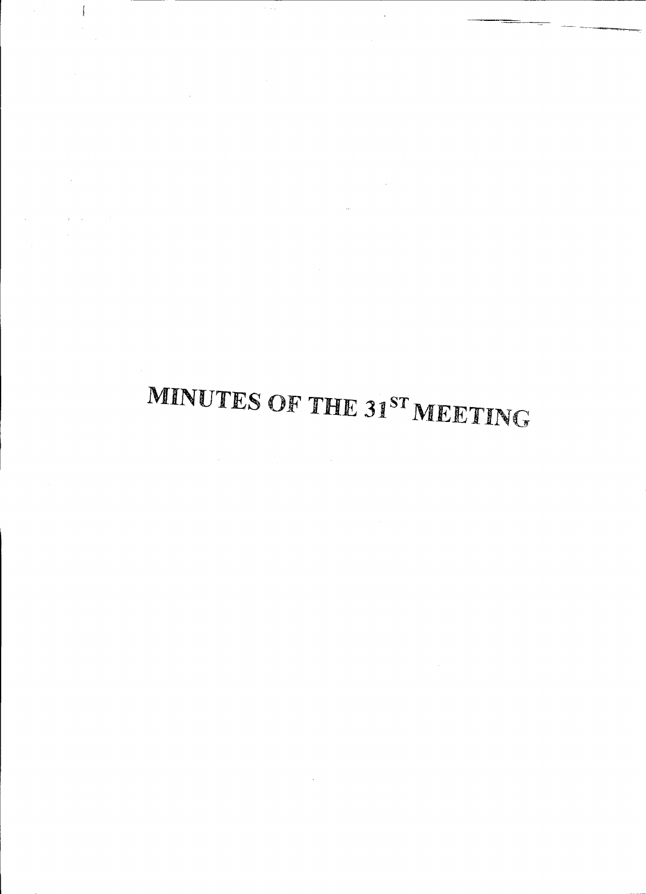# MINUTES OF THE 31[ST] MEETING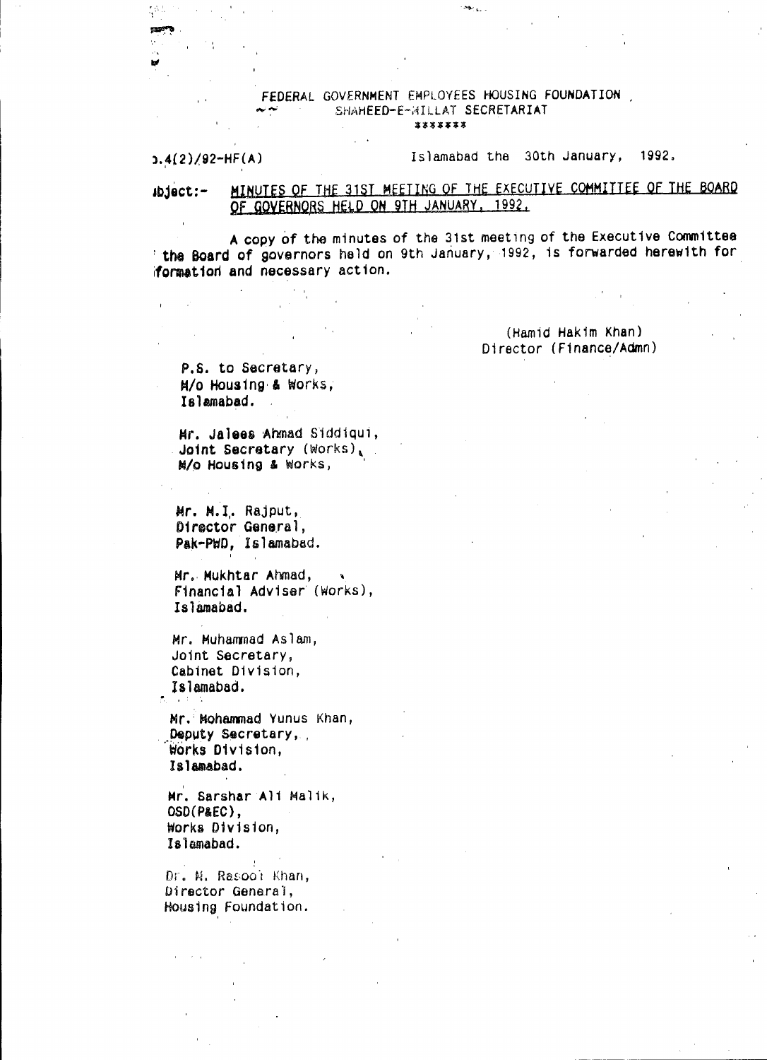FEDERAL GOVERNMENT EMPLOYEES HOUSING FOUNDATION ,
SHAHEED-E-MILLAT SECRETARIAT
\*\*\*\*\*\*\*

).4(2)/92-HF(A) Islamabad the 30th January, 1992.

ıbject:- <u>MINUTES OF THE 31ST MEETING OF THE EXECUTIVE COMMITTEE OF THE BOARD OF GOVERNORS HELD ON 9TH JANUARY, 1992.</u>

A copy of the minutes of the 31st meeting of the Executive Committee the Board of governors held on 9th January, 1992, is forwarded herewith for formation and necessary action.

(Hamid Hakim Khan)
Director (Finance/Admn)

P.S. to Secretary,
M/o Housing & Works,
Islamabad.

Mr. Jalees Ahmad Siddiqui,
Joint Secretary (Works),
M/o Housing & Works,

Mr. M.I. Rajput,
Director General,
Pak-PWD, Islamabad.

Mr. Mukhtar Ahmad,
Financial Adviser (Works),
Islamabad.

Mr. Muhammad Aslam,
Joint Secretary,
Cabinet Division,
Islamabad.

Mr. Mohammad Yunus Khan,
Deputy Secretary,
Works Division,
Islamabad.

Mr. Sarshar Ali Malik,
OSD(P&EC),
Works Division,
Islamabad.

Dr. M. Rasool Khan,
Director General,
Housing Foundation.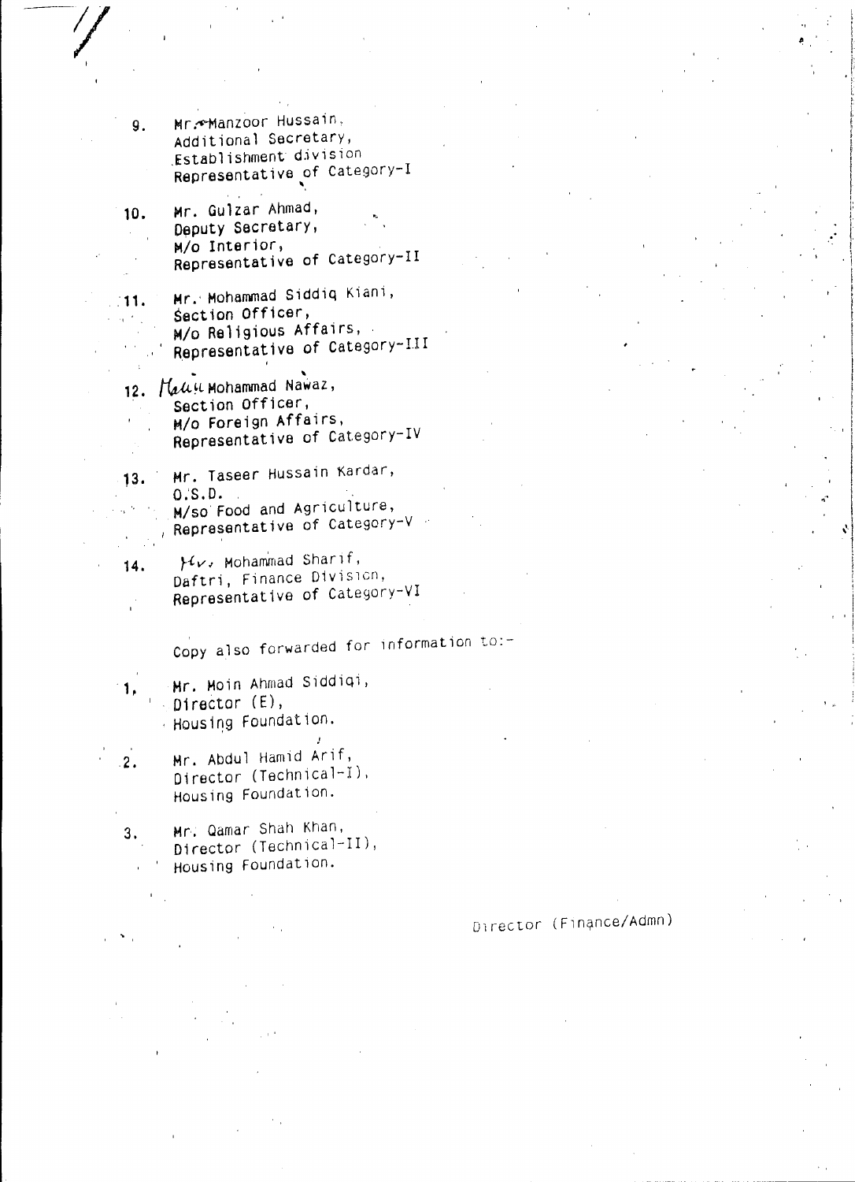9. Mr. Manzoor Hussain,
   Additional Secretary,
   Establishment division
   Representative of Category-I

10. Mr. Gulzar Ahmad,
    Deputy Secretary,
    M/o Interior,
    Representative of Category-II

11. Mr. Mohammad Siddiq Kiani,
    Section Officer,
    M/o Religious Affairs,
    Representative of Category-III

12. Malik Mohammad Nawaz,
    Section Officer,
    M/o Foreign Affairs,
    Representative of Category-IV

13. Mr. Taseer Hussain Kardar,
    O.S.D.
    M/so Food and Agriculture,
    Representative of Category-V

14. Mr. Mohammad Sharif,
    Daftri, Finance Division,
    Representative of Category-VI

Copy also forwarded for information to:-

1. Mr. Moin Ahmad Siddiqi,
   Director (E),
   Housing Foundation.

2. Mr. Abdul Hamid Arif,
   Director (Technical-I),
   Housing Foundation.

3. Mr. Qamar Shah Khan,
   Director (Technical-II),
   Housing Foundation.

Director (Finance/Admn)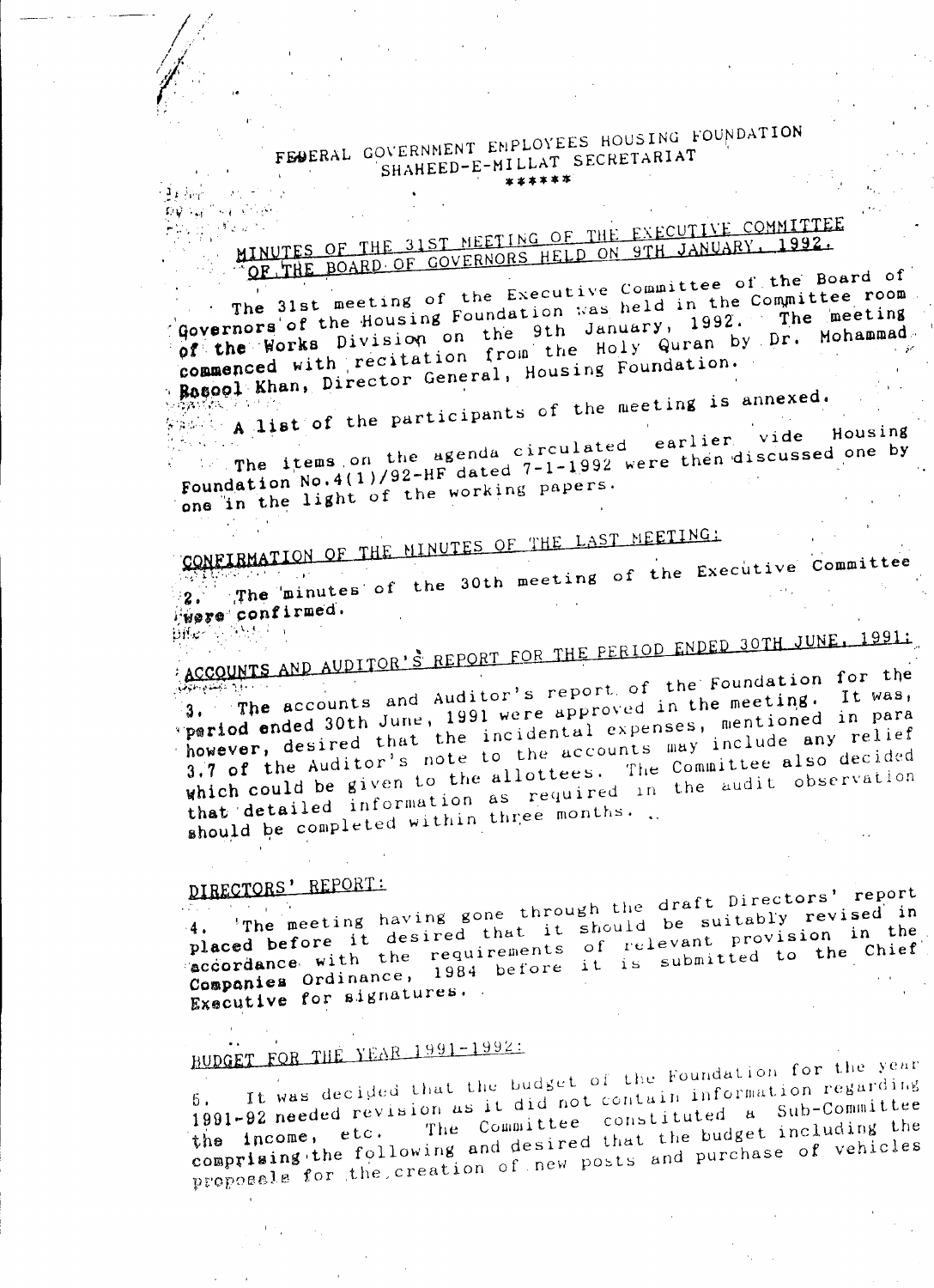# FEDERAL GOVERNMENT EMPLOYEES HOUSING FOUNDATION
## SHAHEED-E-MILLAT SECRETARIAT

\*\*\*\*\*\*

## MINUTES OF THE 31ST MEETING OF THE EXECUTIVE COMMITTEE OF THE BOARD OF GOVERNORS HELD ON 9TH JANUARY, 1992.

The 31st meeting of the Executive Committee of the Board of Governors of the Housing Foundation was held in the Committee room of the Works Division on the 9th January, 1992. The meeting commenced with recitation from the Holy Quran by Dr. Mohammad Rasool Khan, Director General, Housing Foundation.

A list of the participants of the meeting is annexed.

The items on the agenda circulated earlier vide Housing Foundation No.4(1)/92-HF dated 7-1-1992 were then discussed one by one in the light of the working papers.

### CONFIRMATION OF THE MINUTES OF THE LAST MEETING:

2. The minutes of the 30th meeting of the Executive Committee were confirmed.

### ACCOUNTS AND AUDITOR'S REPORT FOR THE PERIOD ENDED 30TH JUNE, 1991:

3. The accounts and Auditor's report of the Foundation for the period ended 30th June, 1991 were approved in the meeting. It was, however, desired that the incidental expenses, mentioned in para 3.7 of the Auditor's note to the accounts may include any relief which could be given to the allottees. The Committee also decided that detailed information as required in the audit observation should be completed within three months.

### DIRECTORS' REPORT:

4. The meeting having gone through the draft Directors' report placed before it desired that it should be suitably revised in accordance with the requirements of relevant provision in the Companies Ordinance, 1984 before it is submitted to the Chief Executive for signatures.

### BUDGET FOR THE YEAR 1991-1992:

5. It was decided that the budget of the Foundation for the year 1991-92 needed revision as it did not contain information regarding the income, etc. The Committee constituted a Sub-Committee comprising the following and desired that the budget including the proposals for the creation of new posts and purchase of vehicles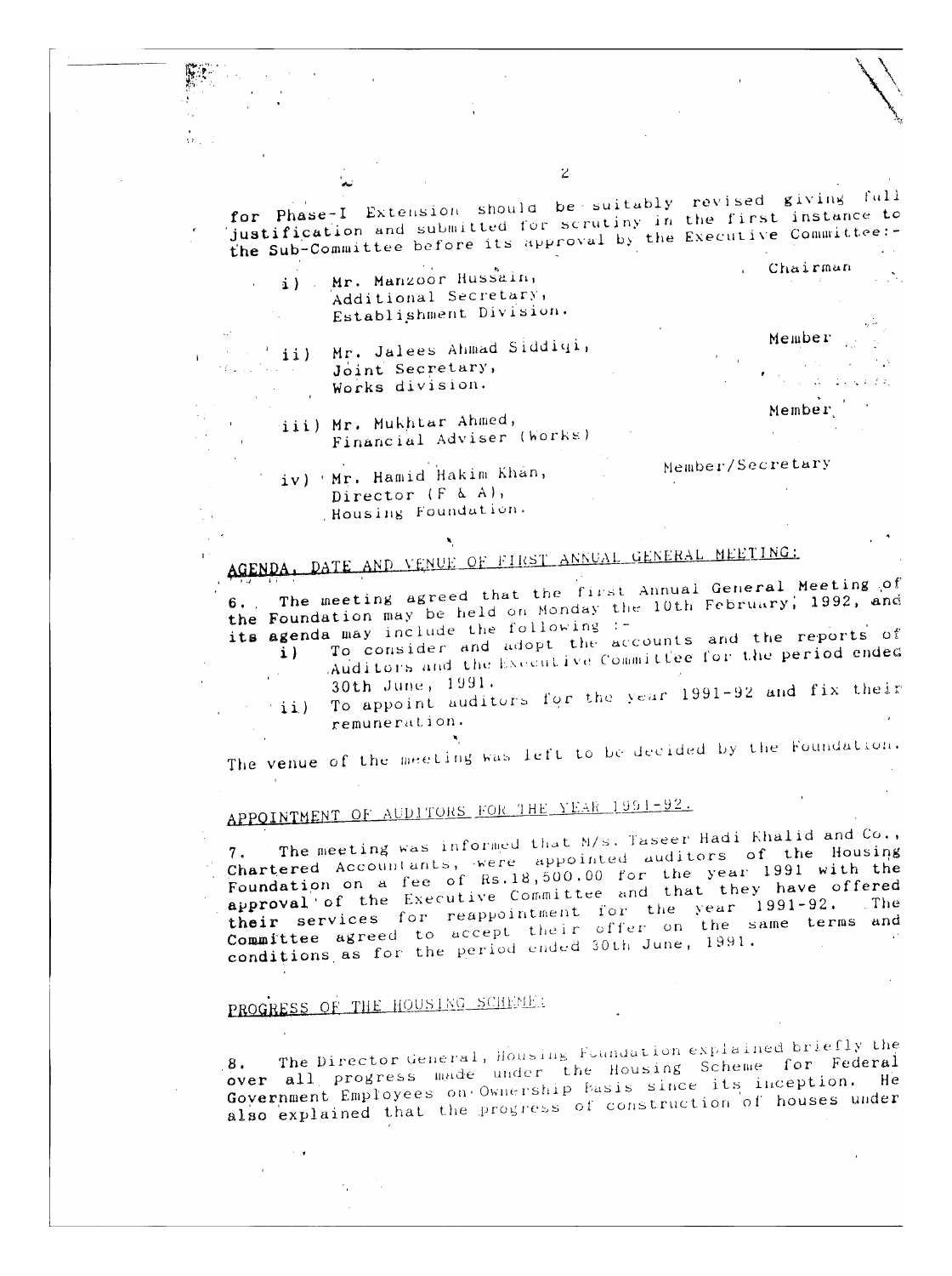for Phase-I Extension should be suitably revised giving full justification and submitted for scrutiny in the first instance to the Sub-Committee before its approval by the Executive Committee:-

| | | |
|---|---|---|
| i) | Mr. Manzoor Hussain, Additional Secretary, Establishment Division. | Chairman |
| ii) | Mr. Jalees Ahmad Siddiqi, Joint Secretary, Works division. | Member |
| iii) | Mr. Mukhtar Ahmed, Financial Adviser (Works) | Member |
| iv) | Mr. Hamid Hakim Khan, Director (F & A), Housing Foundation. | Member/Secretary |

## AGENDA, DATE AND VENUE OF FIRST ANNUAL GENERAL MEETING:

6. The meeting agreed that the first Annual General Meeting of the Foundation may be held on Monday the 10th February, 1992, and its agenda may include the following :-

   i) To consider and adopt the accounts and the reports of Auditors and the Executive Committee for the period ended 30th June, 1991.

   ii) To appoint auditors for the year 1991-92 and fix their remuneration.

The venue of the meeting was left to be decided by the Foundation.

## APPOINTMENT OF AUDITORS FOR THE YEAR 1991-92.

7. The meeting was informed that M/s. Taseer Hadi Khalid and Co., Chartered Accountants, were appointed auditors of the Housing Foundation on a fee of Rs.18,500.00 for the year 1991 with the approval of the Executive Committee and that they have offered their services for reappointment for the year 1991-92. The Committee agreed to accept their offer on the same terms and conditions as for the period ended 30th June, 1991.

## PROGRESS OF THE HOUSING SCHEME:

8. The Director General, Housing Foundation explained briefly the over all progress made under the Housing Scheme for Federal Government Employees on Ownership Basis since its inception. He also explained that the progress of construction of houses under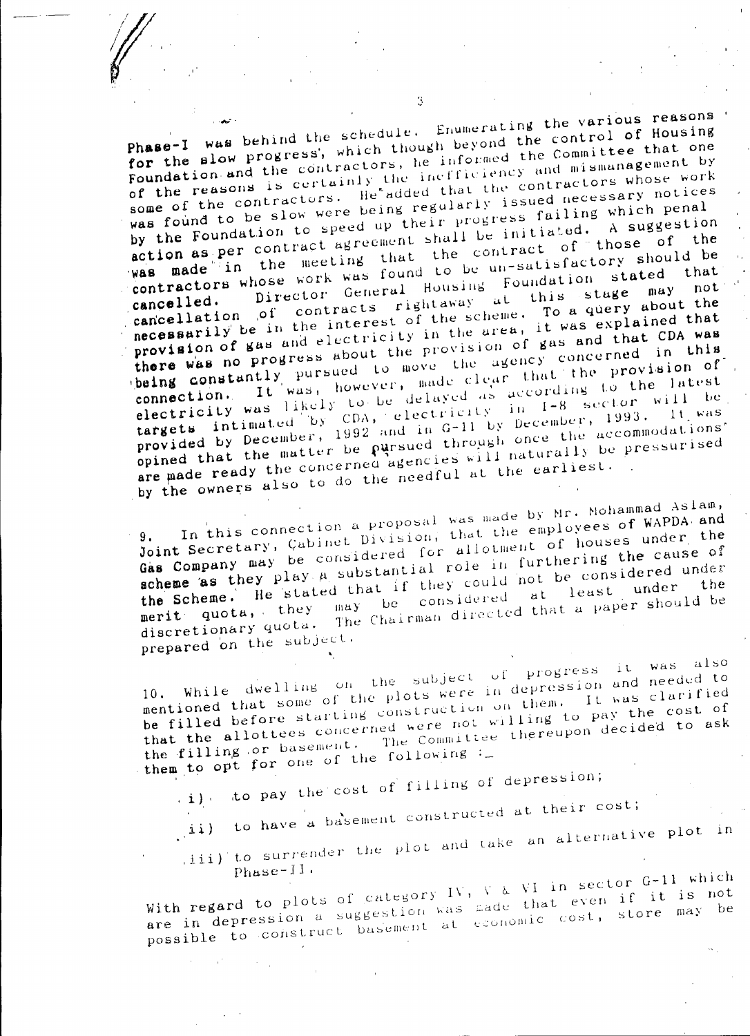Phase-I was behind the schedule. Enumerating the various reasons for the slow progress, which though beyond the control of Housing Foundation and the contractors, he informed the Committee that one of the reasons is certainly the inefficiency and mismanagement by some of the contractors. He added that the contractors whose work was found to be slow were being regularly issued necessary notices by the Foundation to speed up their progress failing which penal action as per contract agreement shall be initiated. A suggestion was made in the meeting that the contract of those of the contractors whose work was found to be un-satisfactory should be cancelled. Director General Housing Foundation stated that cancellation of contracts rightaway at this stage may not necessarily be in the interest of the scheme. To a query about the provision of gas and electricity in the area, it was explained that there was no progress about the provision of gas and that CDA was being constantly pursued to move the agency concerned in this connection. It was, however, made clear that the provision of electricity was likely to be delayed as according to the latest targets intimated by CDA, electricity in I-8 sector will be provided by December, 1992 and in G-11 by December, 1993. It was opined that the matter be pursued through once the accommodations are made ready the concerned agencies will naturally be pressurised by the owners also to do the needful at the earliest.

9. In this connection a proposal was made by Mr. Mohammad Aslam, Joint Secretary, Cabinet Division, that the employees of WAPDA and Gas Company may be considered for allotment of houses under the scheme as they play a substantial role in furthering the cause of the Scheme. He stated that if they could not be considered under merit quota, they may be considered at least under the discretionary quota. The Chairman directed that a paper should be prepared on the subject.

10. While dwelling on the subject of progress it was also mentioned that some of the plots were in depression and needed to be filled before starting construction on them. It was clarified that the allottees concerned were not willing to pay the cost of the filling or basement. The Committee thereupon decided to ask them to opt for one of the following :-

i) to pay the cost of filling of depression;

ii) to have a basement constructed at their cost;

iii) to surrender the plot and take an alternative plot in Phase-II.

With regard to plots of category IV, V & VI in sector G-11 which are in depression a suggestion was made that even if it is not possible to construct basement at economic cost, store may be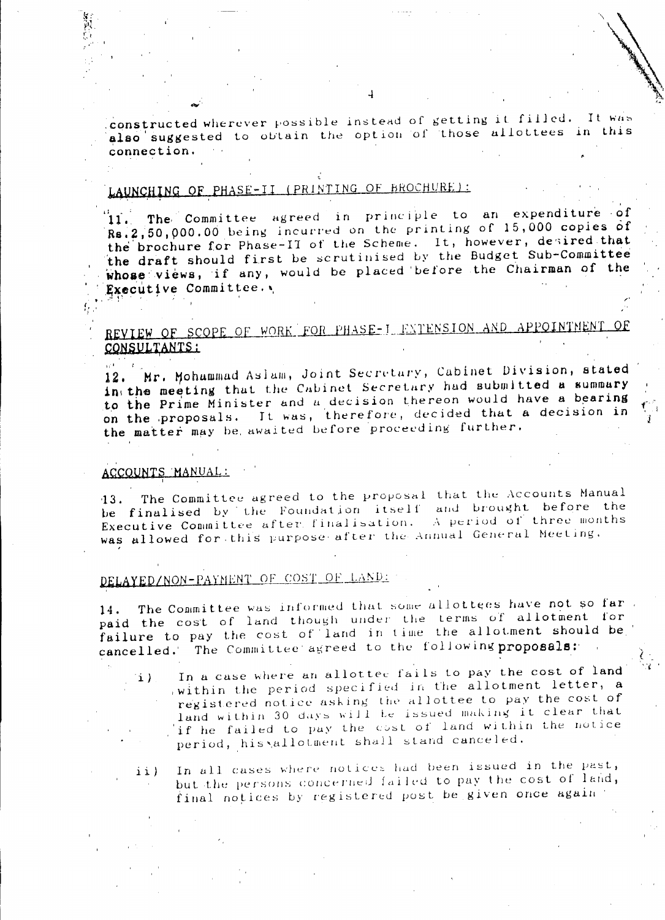constructed wherever possible instead of getting it filled. It was also suggested to obtain the option of those allottees in this connection.

## LAUNCHING OF PHASE-II (PRINTING OF BROCHURE):

11. The Committee agreed in principle to an expenditure of Rs.2,50,000.00 being incurred on the printing of 15,000 copies of the brochure for Phase-II of the Scheme. It, however, desired that the draft should first be scrutinised by the Budget Sub-Committee whose views, if any, would be placed before the Chairman of the Executive Committee.

## REVIEW OF SCOPE OF WORK FOR PHASE-I EXTENSION AND APPOINTMENT OF CONSULTANTS:

12. Mr. Mohammad Aslam, Joint Secretary, Cabinet Division, stated in the meeting that the Cabinet Secretary had submitted a summary to the Prime Minister and a decision thereon would have a bearing on the proposals. It was, therefore, decided that a decision in the matter may be awaited before proceeding further.

## ACCOUNTS MANUAL:

13. The Committee agreed to the proposal that the Accounts Manual be finalised by the Foundation itself and brought before the Executive Committee after finalisation. A period of three months was allowed for this purpose after the Annual General Meeting.

## DELAYED/NON-PAYMENT OF COST OF LAND:

14. The Committee was informed that some allottees have not so far paid the cost of land though under the terms of allotment for failure to pay the cost of land in time the allotment should be cancelled. The Committee agreed to the following proposals:

i) In a case where an allottee fails to pay the cost of land within the period specified in the allotment letter, a registered notice asking the allottee to pay the cost of land within 30 days will be issued making it clear that if he failed to pay the cost of land within the notice period, his allotment shall stand canceled.

ii) In all cases where notices had been issued in the past, but the persons concerned failed to pay the cost of land, final notices by registered post be given once again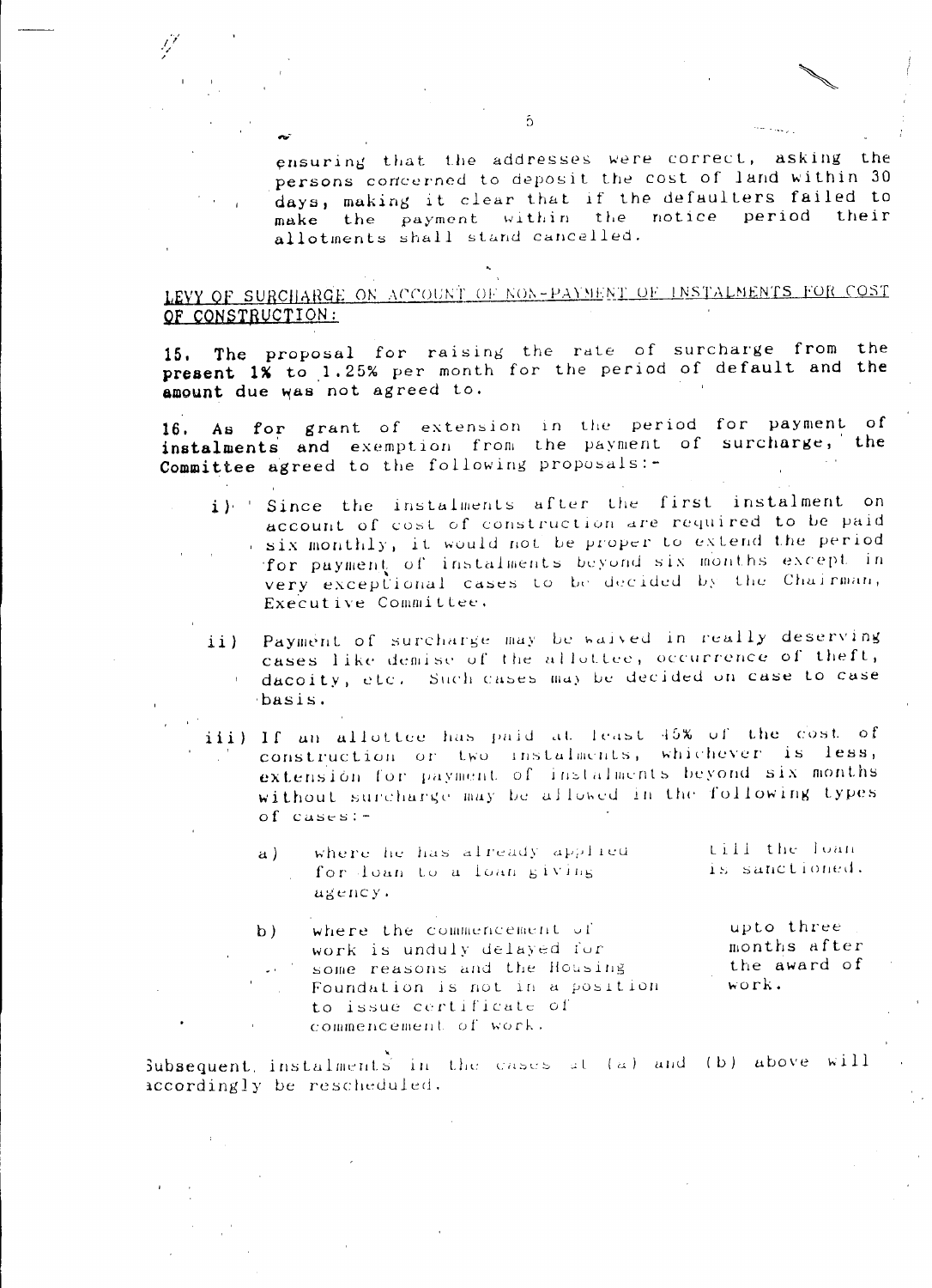ensuring that the addresses were correct, asking the persons concerned to deposit the cost of land within 30 days, making it clear that if the defaulters failed to make the payment within the notice period their allotments shall stand cancelled.

## LEVY OF SURCHARGE ON ACCOUNT OF NON-PAYMENT OF INSTALMENTS FOR COST OF CONSTRUCTION:

**15. The proposal for raising the rate of surcharge from the present 1% to 1.25% per month for the period of default and the amount due was not agreed to.**

**16.** As for grant of extension in the period for payment of **instalments** and exemption from the payment of surcharge, the **Committee** agreed to the following proposals:-

i) Since the instalments after the first instalment on account of cost of construction are required to be paid six monthly, it would not be proper to extend the period for payment of instalments beyond six months except in very exceptional cases to be decided by the Chairman, Executive Committee.

ii) Payment of surcharge may be waived in really deserving cases like demise of the allottee, occurrence of theft, dacoity, etc. Such cases may be decided on case to case basis.

iii) If an allottee has paid at least 45% of the cost of construction or two instalments, whichever is less, extension for payment of instalments beyond six months without surcharge may be allowed in the following types of cases:-

| | | |
|---|---|---|
| a) | where he has already applied for loan to a loan giving agency. | till the loan is sanctioned. |
| b) | where the commencement of work is unduly delayed for some reasons and the Housing Foundation is not in a position to issue certificate of commencement of work. | upto three months after the award of work. |

Subsequent instalments in the cases at (a) and (b) above will accordingly be rescheduled.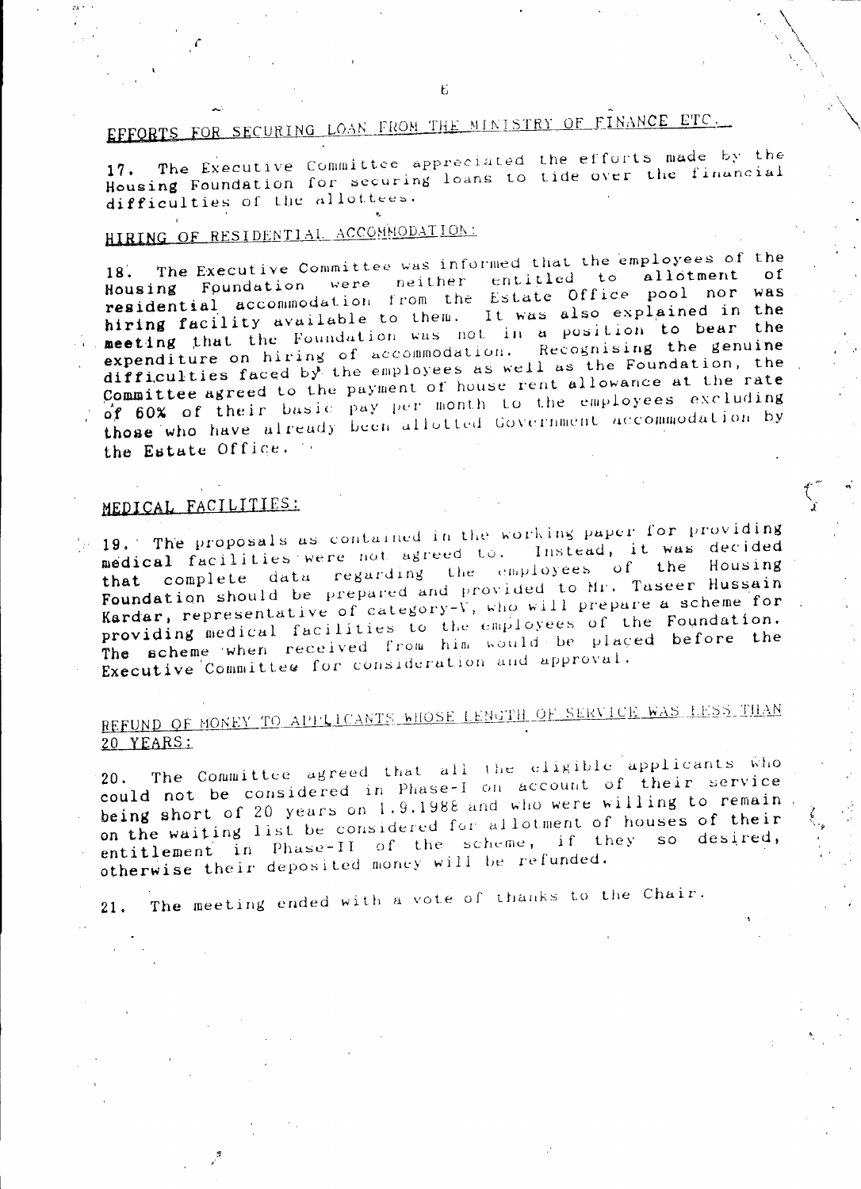## EFFORTS FOR SECURING LOAN FROM THE MINISTRY OF FINANCE ETC.

17. The Executive Committee appreciated the efforts made by the Housing Foundation for securing loans to tide over the financial difficulties of the allottees.

## HIRING OF RESIDENTIAL ACCOMMODATION:

18. The Executive Committee was informed that the employees of the Housing Foundation were neither entitled to allotment of residential accommodation from the Estate Office pool nor was hiring facility available to them. It was also explained in the meeting that the Foundation was not in a position to bear the expenditure on hiring of accommodation. Recognising the genuine difficulties faced by the employees as well as the Foundation, the Committee agreed to the payment of house rent allowance at the rate of 60% of their basic pay per month to the employees excluding those who have already been allotted Government accommodation by the Estate Office.

## MEDICAL FACILITIES:

19. The proposals as contained in the working paper for providing medical facilities were not agreed to. Instead, it was decided that complete data regarding the employees of the Housing Foundation should be prepared and provided to Mr. Taseer Hussain Kardar, representative of category-V, who will prepare a scheme for providing medical facilities to the employees of the Foundation. The scheme when received from him would be placed before the Executive Committee for consideration and approval.

## REFUND OF MONEY TO APPLICANTS WHOSE LENGTH OF SERVICE WAS LESS THAN 20 YEARS:

20. The Committee agreed that all the eligible applicants who could not be considered in Phase-I on account of their service being short of 20 years on 1.9.1988 and who were willing to remain on the waiting list be considered for allotment of houses of their entitlement in Phase-II of the scheme, if they so desired, otherwise their deposited money will be refunded.

21. The meeting ended with a vote of thanks to the Chair.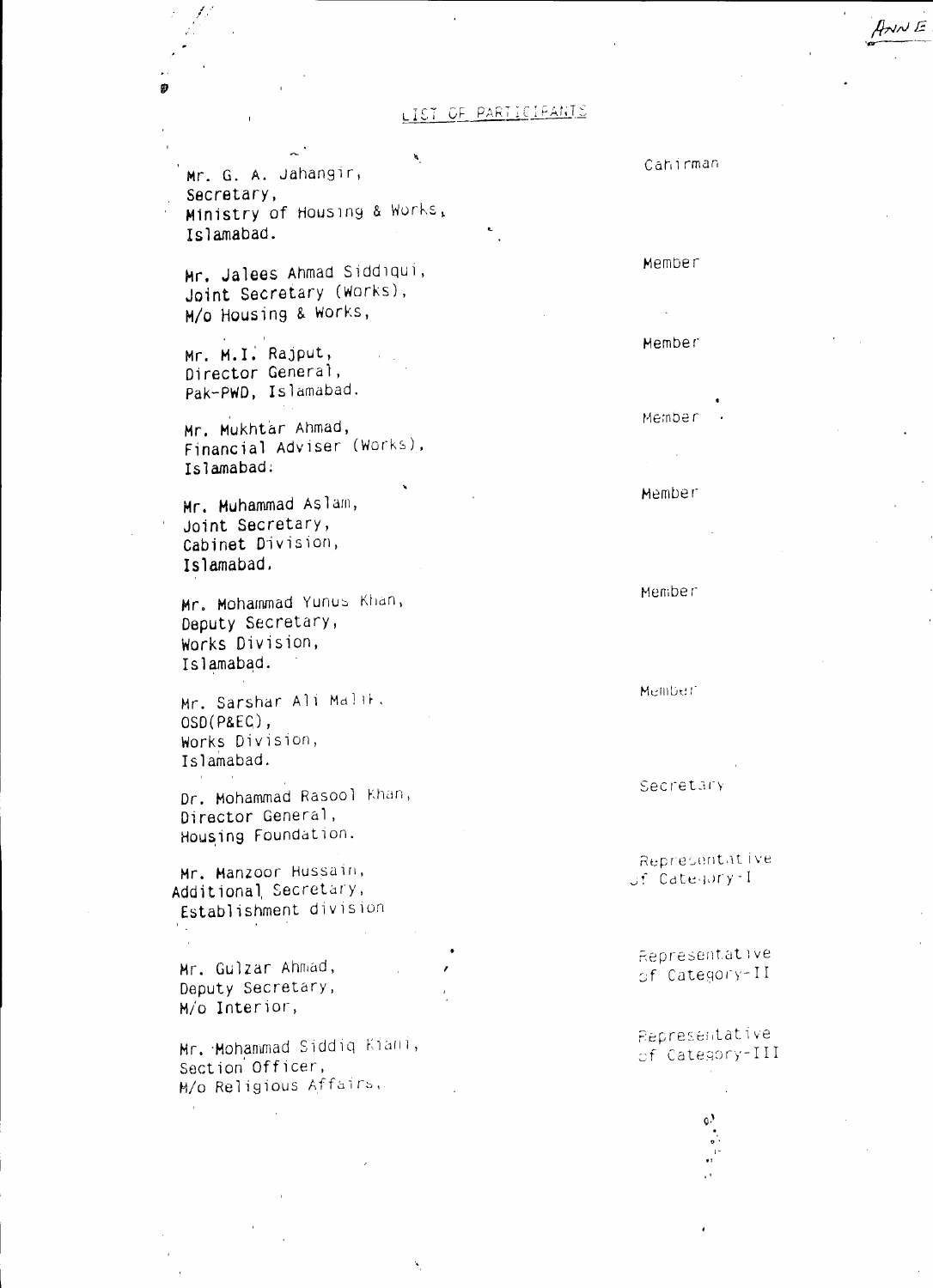ANNE

## LIST OF PARTICIPANTS

| | |
|---|---|
| Mr. G. A. Jahangir,<br>Secretary,<br>Ministry of Housing & Works,<br>Islamabad. | Cahirman |
| Mr. Jalees Ahmad Siddiqui,<br>Joint Secretary (Works),<br>M/o Housing & Works, | Member |
| Mr. M.I. Rajput,<br>Director General,<br>Pak-PWD, Islamabad. | Member |
| Mr. Mukhtar Ahmad,<br>Financial Adviser (Works),<br>Islamabad. | Member |
| Mr. Muhammad Aslam,<br>Joint Secretary,<br>Cabinet Division,<br>Islamabad. | Member |
| Mr. Mohammad Yunus Khan,<br>Deputy Secretary,<br>Works Division,<br>Islamabad. | Member |
| Mr. Sarshar Ali Malik,<br>OSD(P&EC),<br>Works Division,<br>Islamabad. | Member |
| Dr. Mohammad Rasool Khan,<br>Director General,<br>Housing Foundation. | Secretary |
| Mr. Manzoor Hussain,<br>Additional Secretary,<br>Establishment division | Representative of Category-I |
| Mr. Gulzar Ahmad,<br>Deputy Secretary,<br>M/o Interior, | Representative of Category-II |
| Mr. Mohammad Siddiq Kiani,<br>Section Officer,<br>M/o Religious Affairs, | Representative of Category-III |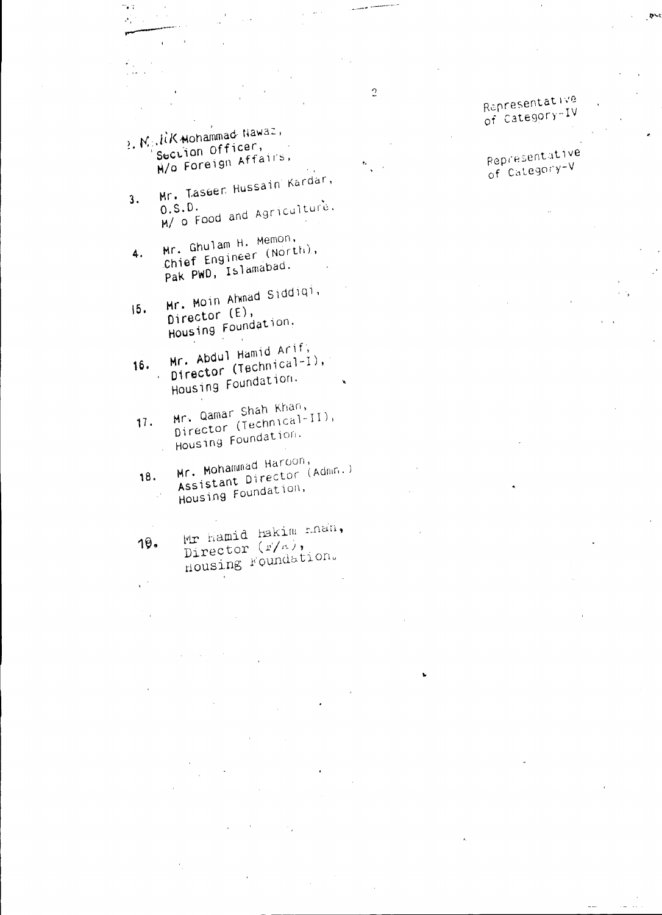2. Malik Mohammad Nawaz,  
Section Officer,  
M/o Foreign Affairs,

Representative of Category-IV

3. Mr. Taseer Hussain Kardar,  
O.S.D.  
M/ o Food and Agriculture.

Representative of Category-V

4. Mr. Ghulam H. Memon,  
Chief Engineer (North),  
Pak PWD, Islamabad.

15. Mr. Moin Ahmad Siddiqi,  
Director (E),  
Housing Foundation.

16. Mr. Abdul Hamid Arif,  
Director (Technical-I),  
Housing Foundation.

17. Mr. Qamar Shah Khan,  
Director (Technical-II),  
Housing Foundation.

18. Mr. Mohammad Haroon,  
Assistant Director (Admn.)  
Housing Foundation,

19. Mr Hamid Hakim Khan,  
Director (F/A),  
Housing Foundation.